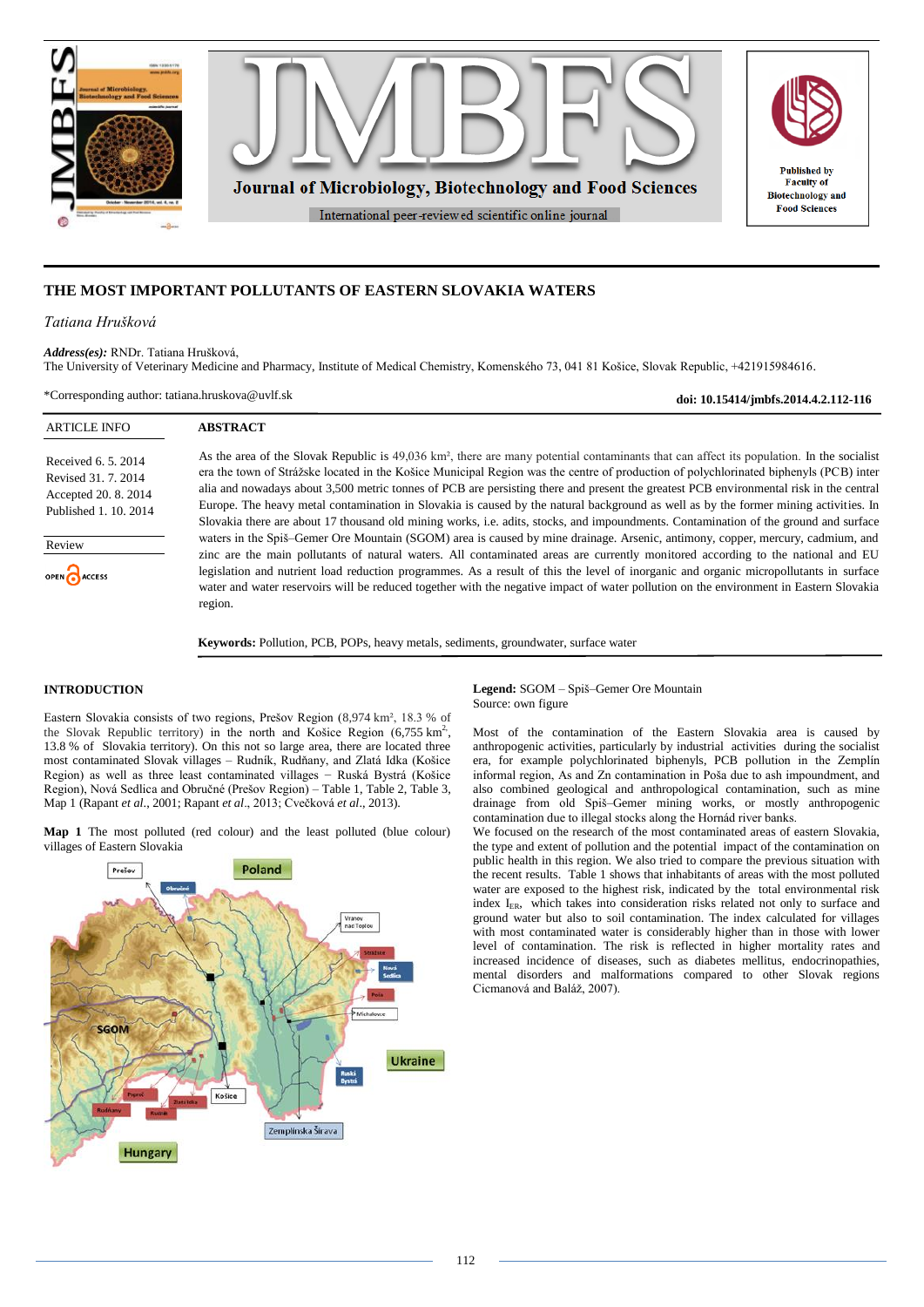# THE MOST IMPORTANT POLLUTANTS OF EASTERN SLOVAKIA WATERS

*Tatiana Hrušková*

***Address(es):*** RNDr. Tatiana Hrušková,
The University of Veterinary Medicine and Pharmacy, Institute of Medical Chemistry, Komenského 73, 041 81 Košice, Slovak Republic, +421915984616.

*Corresponding author: tatiana.hruskova@uvlf.sk

**doi: 10.15414/jmbfs.2014.4.2.112-116**

| ARTICLE INFO |
|---|
| Received 6. 5. 2014 |
| Revised 31. 7. 2014 |
| Accepted 20. 8. 2014 |
| Published 1. 10. 2014 |
| Review |
| OPEN ACCESS |

## ABSTRACT

As the area of the Slovak Republic is 49,036 km², there are many potential contaminants that can affect its population. In the socialist era the town of Strážske located in the Košice Municipal Region was the centre of production of polychlorinated biphenyls (PCB) inter alia and nowadays about 3,500 metric tonnes of PCB are persisting there and present the greatest PCB environmental risk in the central Europe. The heavy metal contamination in Slovakia is caused by the natural background as well as by the former mining activities. In Slovakia there are about 17 thousand old mining works, i.e. adits, stocks, and impoundments. Contamination of the ground and surface waters in the Spiš–Gemer Ore Mountain (SGOM) area is caused by mine drainage. Arsenic, antimony, copper, mercury, cadmium, and zinc are the main pollutants of natural waters. All contaminated areas are currently monitored according to the national and EU legislation and nutrient load reduction programmes. As a result of this the level of inorganic and organic micropollutants in surface water and water reservoirs will be reduced together with the negative impact of water pollution on the environment in Eastern Slovakia region.

**Keywords:** Pollution, PCB, POPs, heavy metals, sediments, groundwater, surface water

## INTRODUCTION

Eastern Slovakia consists of two regions, Prešov Region (8,974 km², 18.3 % of the Slovak Republic territory) in the north and Košice Region (6,755 km², 13.8 % of Slovakia territory). On this not so large area, there are located three most contaminated Slovak villages – Rudník, Rudňany, and Zlatá Idka (Košice Region) as well as three least contaminated villages – Ruská Bystrá (Košice Region), Nová Sedlica and Obručné (Prešov Region) – Table 1, Table 2, Table 3, Map 1 (Rapant *et al.*, 2001; Rapant *et al.*, 2013; Cvečková *et al.*, 2013).

**Map 1** The most polluted (red colour) and the least polluted (blue colour) villages of Eastern Slovakia

**Legend:** SGOM – Spiš–Gemer Ore Mountain
Source: own figure

Most of the contamination of the Eastern Slovakia area is caused by anthropogenic activities, particularly by industrial activities during the socialist era, for example polychlorinated biphenyls, PCB pollution in the Zemplín informal region, As and Zn contamination in Poša due to ash impoundment, and also combined incidence of geological and anthropological contamination, such as mine drainage from old Spiš–Gemer mining works, or mostly anthropogenic contamination due to illegal stocks along the Hornád river banks.

We focused on the research of the most contaminated areas of eastern Slovakia, the type and extent of pollution and the potential impact of the contamination on public health in this region. We also tried to compare the previous situation with the recent results. Table 1 shows that inhabitants of areas with the most polluted water are exposed to the highest risk, indicated by the total environmental risk index $I_{ER}$, which takes into consideration risks related not only to surface and ground water but also to soil contamination. The index calculated for villages with most contaminated water is considerably higher than in those with lower level of contamination. The risk is reflected in higher mortality rates and increased incidence of diseases, such as diabetes mellitus, endocrinopathies, mental disorders and malformations compared to other Slovak regions Cicmanová and Baláž, 2007).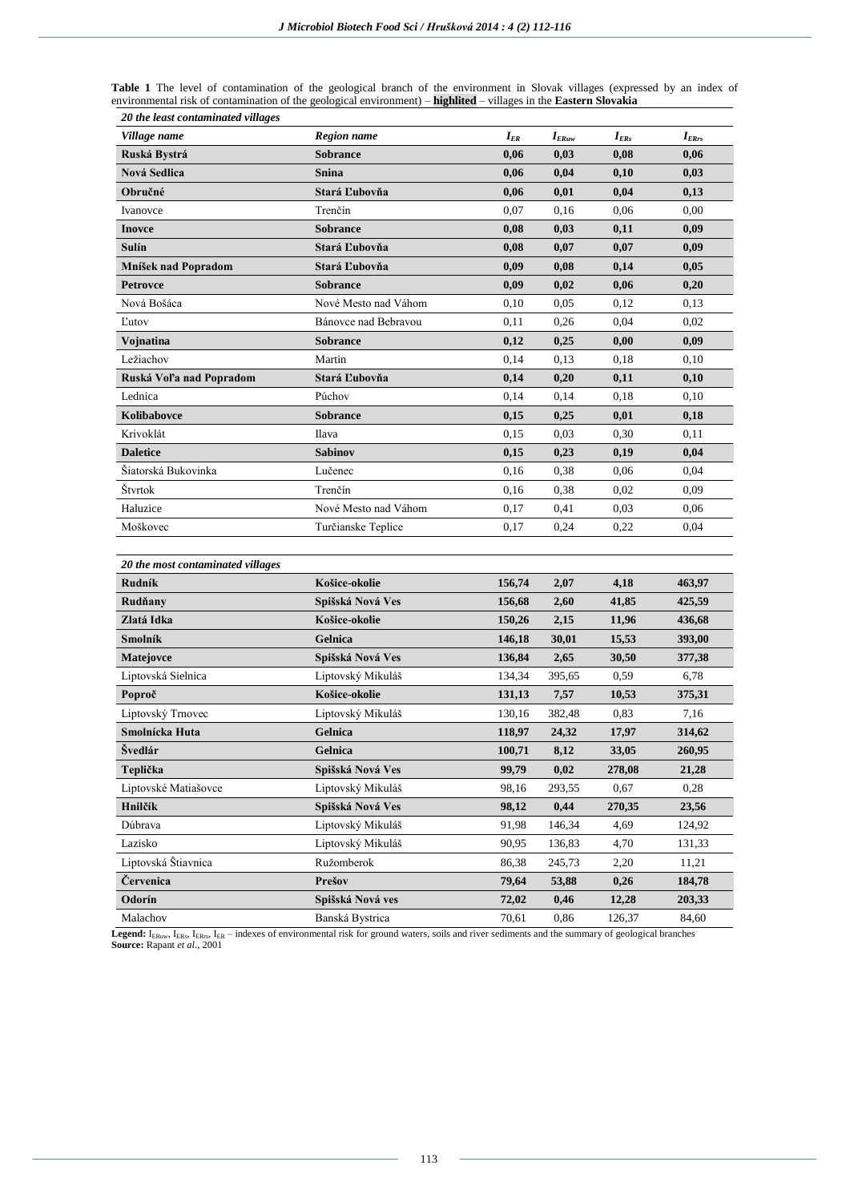**Table 1** The level of contamination of the geological branch of the environment in Slovak villages (expressed by an index of environmental risk of contamination of the geological environment) – **highlited** – villages in the **Eastern Slovakia**

| *20 the least contaminated villages* | | | | | |
|---|---|---|---|---|---|
| ***Village name*** | ***Region name*** | $I_{ER}$ | $I_{ERuw}$ | $I_{ERs}$ | $I_{ERrs}$ |
| **Ruská Bystrá** | **Sobrance** | **0,06** | **0,03** | **0,08** | **0,06** |
| **Nová Sedlica** | **Snina** | **0,06** | **0,04** | **0,10** | **0,03** |
| **Obručné** | **Stará Ľubovňa** | **0,06** | **0,01** | **0,04** | **0,13** |
| Ivanovce | Trenčín | 0,07 | 0,16 | 0,06 | 0,00 |
| **Inovce** | **Sobrance** | **0,08** | **0,03** | **0,11** | **0,09** |
| **Sulín** | **Stará Ľubovňa** | **0,08** | **0,07** | **0,07** | **0,09** |
| **Mníšek nad Popradom** | **Stará Ľubovňa** | **0,09** | **0,08** | **0,14** | **0,05** |
| **Petrovce** | **Sobrance** | **0,09** | **0,02** | **0,06** | **0,20** |
| Nová Bošáca | Nové Mesto nad Váhom | 0,10 | 0,05 | 0,12 | 0,13 |
| Ľutov | Bánovce nad Bebravou | 0,11 | 0,26 | 0,04 | 0,02 |
| **Vojnatina** | **Sobrance** | **0,12** | **0,25** | **0,00** | **0,09** |
| Ležiachov | Martin | 0,14 | 0,13 | 0,18 | 0,10 |
| **Ruská Voľa nad Popradom** | **Stará Ľubovňa** | **0,14** | **0,20** | **0,11** | **0,10** |
| Lednica | Púchov | 0,14 | 0,14 | 0,18 | 0,10 |
| **Kolibabovce** | **Sobrance** | **0,15** | **0,25** | **0,01** | **0,18** |
| Krivoklát | Ilava | 0,15 | 0,03 | 0,30 | 0,11 |
| **Daletice** | **Sabinov** | **0,15** | **0,23** | **0,19** | **0,04** |
| Šiatorská Bukovinka | Lučenec | 0,16 | 0,38 | 0,06 | 0,04 |
| Štvrtok | Trenčín | 0,16 | 0,38 | 0,02 | 0,09 |
| Haluzice | Nové Mesto nad Váhom | 0,17 | 0,41 | 0,03 | 0,06 |
| Moškovec | Turčianske Teplice | 0,17 | 0,24 | 0,22 | 0,04 |
| *20 the most contaminated villages* | | | | | |
| **Rudník** | **Košice-okolie** | **156,74** | **2,07** | **4,18** | **463,97** |
| **Rudňany** | **Spišská Nová Ves** | **156,68** | **2,60** | **41,85** | **425,59** |
| **Zlatá Idka** | **Košice-okolie** | **150,26** | **2,15** | **11,96** | **436,68** |
| **Smolník** | **Gelnica** | **146,18** | **30,01** | **15,53** | **393,00** |
| **Matejovce** | **Spišská Nová Ves** | **136,84** | **2,65** | **30,50** | **377,38** |
| Liptovská Sielnica | Liptovský Mikuláš | 134,34 | 395,65 | 0,59 | 6,78 |
| **Poproč** | **Košice-okolie** | **131,13** | **7,57** | **10,53** | **375,31** |
| Liptovský Trnovec | Liptovský Mikuláš | 130,16 | 382,48 | 0,83 | 7,16 |
| **Smolnícka Huta** | **Gelnica** | **118,97** | **24,32** | **17,97** | **314,62** |
| **Švedlár** | **Gelnica** | **100,71** | **8,12** | **33,05** | **260,95** |
| **Teplička** | **Spišská Nová Ves** | **99,79** | **0,02** | **278,08** | **21,28** |
| Liptovské Matiašovce | Liptovský Mikuláš | 98,16 | 293,55 | 0,67 | 0,28 |
| **Hnilčík** | **Spišská Nová Ves** | **98,12** | **0,44** | **270,35** | **23,56** |
| Dúbrava | Liptovský Mikuláš | 91,98 | 146,34 | 4,69 | 124,92 |
| Lazisko | Liptovský Mikuláš | 90,95 | 136,83 | 4,70 | 131,33 |
| Liptovská Štiavnica | Ružomberok | 86,38 | 245,73 | 2,20 | 11,21 |
| **Červenica** | **Prešov** | **79,64** | **53,88** | **0,26** | **184,78** |
| **Odorín** | **Spišská Nová ves** | **72,02** | **0,46** | **12,28** | **203,33** |
| Malachov | Banská Bystrica | 70,61 | 0,86 | 126,37 | 84,60 |

**Legend:** $I_{ERuw}$, $I_{ERs}$, $I_{ERrs}$, $I_{ER}$ – indexes of environmental risk for ground waters, soils and river sediments and the summary of geological branches
**Source:** Rapant *et al.*, 2001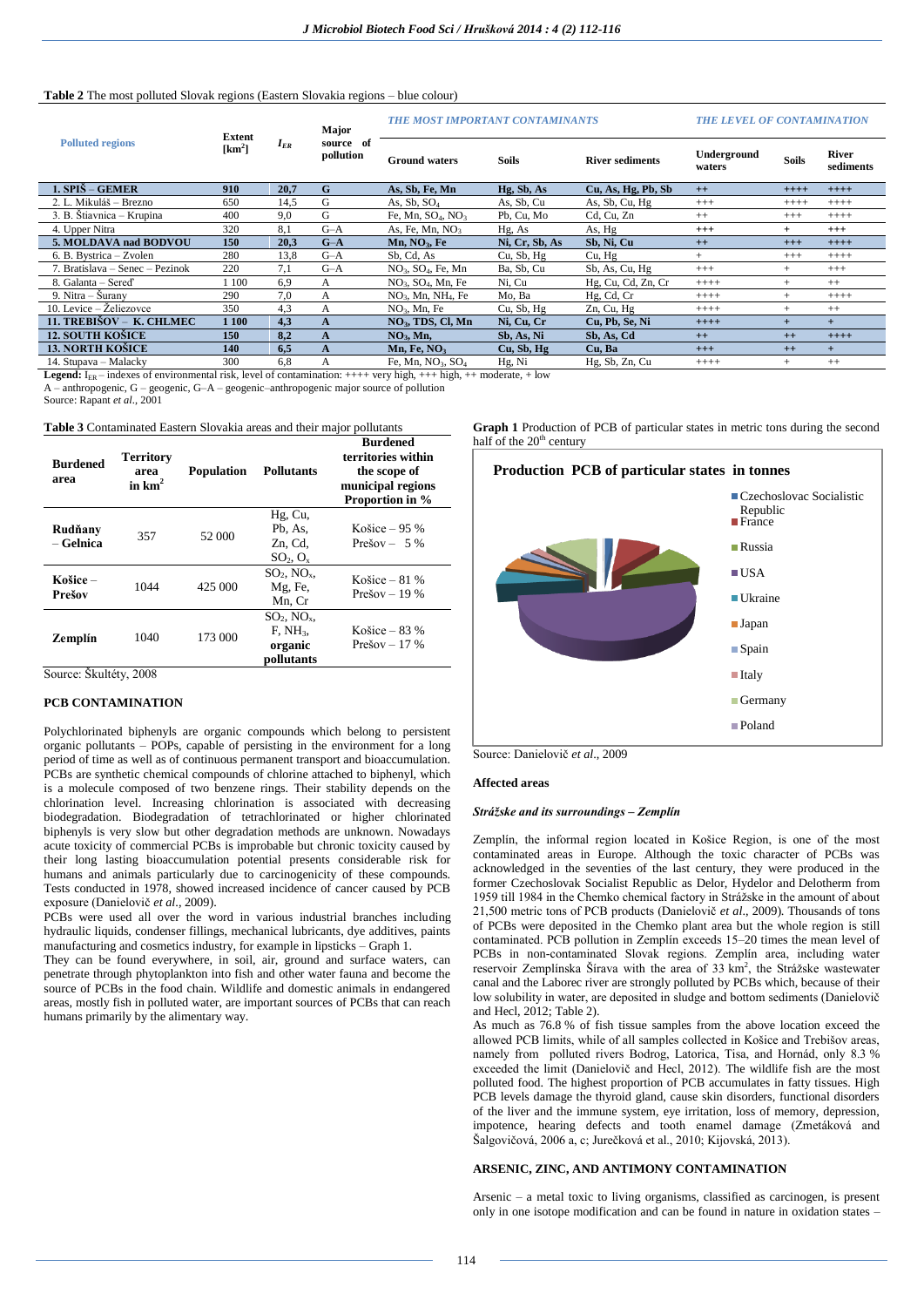**Table 2** The most polluted Slovak regions (Eastern Slovakia regions – blue colour)

| Polluted regions | Extent [km²] | $I_{ER}$ | Major source of pollution | THE MOST IMPORTANT CONTAMINANTS | | | THE LEVEL OF CONTAMINATION | | |
|---|---|---|---|---|---|---|---|---|---|
| | | | | Ground waters | Soils | River sediments | Underground waters | Soils | River sediments |
| **1. SPIŠ – GEMER** | **910** | **20,7** | **G** | **As, Sb, Fe, Mn** | **Hg, Sb, As** | **Cu, As, Hg, Pb, Sb** | **++** | **++++** | **++++** |
| 2. L. Mikuláš – Brezno | 650 | 14,5 | G | As, Sb, $SO_4$ | As, Sb, Cu | As, Sb, Cu, Hg | +++ | ++++ | ++++ |
| 3. B. Štiavnica – Krupina | 400 | 9,0 | G | Fe, Mn, $SO_4$, $NO_3$ | Pb, Cu, Mo | Cd, Cu, Zn | ++ | +++ | ++++ |
| 4. Upper Nitra | 320 | 8,1 | G–A | As, Fe, Mn, $NO_3$ | Hg, As | As, Hg | +++ | + | +++ |
| **5. MOLDAVA nad BODVOU** | **150** | **20,3** | **G–A** | **Mn, $NO_3$, Fe** | **Ni, Cr, Sb, As** | **Sb, Ni, Cu** | **++** | **+++** | **++++** |
| 6. B. Bystrica – Zvolen | 280 | 13,8 | G–A | Sb, Cd, As | Cu, Sb, Hg | Cu, Hg | + | +++ | ++++ |
| 7. Bratislava – Senec – Pezinok | 220 | 7,1 | G–A | $NO_3$, $SO_4$, Fe, Mn | Ba, Sb, Cu | Sb, As, Cu, Hg | +++ | + | +++ |
| 8. Galanta – Sereď | 1 100 | 6,9 | A | $NO_3$, $SO_4$, Mn, Fe | Ni, Cu | Hg, Cu, Cd, Zn, Cr | ++++ | + | ++ |
| 9. Nitra – Šurany | 290 | 7,0 | A | $NO_3$, Mn, $NH_4$, Fe | Mo, Ba | Hg, Cd, Cr | ++++ | + | ++++ |
| 10. Levice – Želiezovce | 350 | 4,3 | A | $NO_3$, Mn, Fe | Cu, Sb, Hg | Zn, Cu, Hg | ++++ | + | ++ |
| **11. TREBIŠOV – K. CHLMEC** | **1 100** | **4,3** | **A** | **$NO_3$, TDS, Cl, Mn** | **Ni, Cu, Cr** | **Cu, Pb, Se, Ni** | **++++** | **+** | **+** |
| **12. SOUTH KOŠICE** | **150** | **8,2** | **A** | **$NO_3$, Mn,** | **Sb, As, Ni** | **Sb, As, Cd** | **++** | **++** | **++++** |
| **13. NORTH KOŠICE** | **140** | **6,5** | **A** | **Mn, Fe, $NO_3$** | **Cu, Sb, Hg** | **Cu, Ba** | **+++** | **++** | **+** |
| 14. Stupava – Malacky | 300 | 6,8 | A | Fe, Mn, $NO_3$, $SO_4$ | Hg, Ni | Hg, Sb, Zn, Cu | ++++ | + | ++ |

**Legend:** $I_{ER}$ – indexes of environmental risk, level of contamination: ++++ very high, +++ high, ++ moderate, + low
A – anthropogenic, G – geogenic, G–A – geogenic–anthropogenic major source of pollution
Source: Rapant *et al*., 2001

**Table 3** Contaminated Eastern Slovakia areas and their major pollutants

| Burdened area | Territory area in km² | Population | Pollutants | Burdened territories within the scope of municipal regions Proportion in % |
|---|---|---|---|---|
| **Rudňany – Gelnica** | 357 | 52 000 | Hg, Cu, Pb, As, Zn, Cd, $SO_2$, $O_x$ | Košice – 95 % Prešov – 5 % |
| **Košice – Prešov** | 1044 | 425 000 | $SO_2$, $NO_x$, Mg, Fe, Mn, Cr | Košice – 81 % Prešov – 19 % |
| **Zemplín** | 1040 | 173 000 | $SO_2$, $NO_x$, F, $NH_3$, **organic pollutants** | Košice – 83 % Prešov – 17 % |

Source: Škultéty, 2008

## PCB CONTAMINATION

Polychlorinated biphenyls are organic compounds which belong to persistent organic pollutants – POPs, capable of persisting in the environment for a long period of time as well as of continuous permanent transport and bioaccumulation. PCBs are synthetic chemical compounds of chlorine attached to biphenyl, which is a molecule composed of two benzene rings. Their stability depends on the chlorination level. Increasing chlorination is associated with decreasing biodegradation. Biodegradation of tetrachlorinated or higher chlorinated biphenyls is very slow but other degradation methods are unknown. Nowadays acute toxicity of commercial PCBs is improbable but chronic toxicity caused by their long lasting bioaccumulation potential presents considerable risk for humans and animals particularly due to carcinogenicity of these compounds. Tests conducted in 1978, showed increased incidence of cancer caused by PCB exposure (Danielovič *et al*., 2009).

PCBs were used all over the word in various industrial branches including hydraulic liquids, condenser fillings, mechanical lubricants, dye additives, paints manufacturing and cosmetics industry, for example in lipsticks – Graph 1.

They can be found everywhere, in soil, air, ground and surface waters, can penetrate through phytoplankton into fish and other water fauna and become the source of PCBs in the food chain. Wildlife and domestic animals in endangered areas, mostly fish in polluted water, are important sources of PCBs that can reach humans primarily by the alimentary way.

**Graph 1** Production of PCB of particular states in metric tons during the second half of the 20th century

Production PCB of particular states in tonnes

Czechoslovac Socialistic Republic, France, Russia, USA, Ukraine, Japan, Spain, Italy, Germany, Poland

Source: Danielovič *et al*., 2009

### Affected areas

#### *Strážske and its surroundings – Zemplín*

Zemplín, the informal region located in Košice Region, is one of the most contaminated areas in Europe. Although the toxic character of PCBs was acknowledged in the seventies of the last century, they were produced in the former Czechoslovak Socialist Republic as Delor, Hydelor and Delotherm from 1959 till 1984 in the Chemko chemical factory in Strážske in the amount of about 21,500 metric tons of PCB products (Danielovič *et al*., 2009). Thousands of tons of PCBs were deposited in the Chemko plant area but the whole region is still contaminated. PCB pollution in Zemplín exceeds 15–20 times the mean level of PCBs in non-contaminated Slovak regions. Zemplín area, including water reservoir Zemplínska Šírava with the area of 33 km², the Strážske wastewater canal and the Laborec river are strongly polluted by PCBs which, because of their low solubility in water, are deposited in sludge and bottom sediments (Danielovič and Hecl, 2012; Table 2).

As much as 76.8 % of fish tissue samples from the above location exceed the allowed PCB limits, while of all samples collected in Košice and Trebišov areas, namely from polluted rivers Bodrog, Latorica, Tisa, and Hornád, only 8.3 % exceeded the limit (Danielovič and Hecl, 2012). The wildlife fish are the most polluted food. The highest proportion of PCB accumulates in fatty tissues. High PCB levels damage the thyroid gland, cause skin disorders, functional disorders of the liver and the immune system, eye irritation, loss of memory, depression, impotence, hearing defects and tooth enamel damage (Zmetáková and Šalgovičová, 2006 a, c; Jurečková et al., 2010; Kijovská, 2013).

## ARSENIC, ZINC, AND ANTIMONY CONTAMINATION

Arsenic – a metal toxic to living organisms, classified as carcinogen, is present only in one isotope modification and can be found in nature in oxidation states –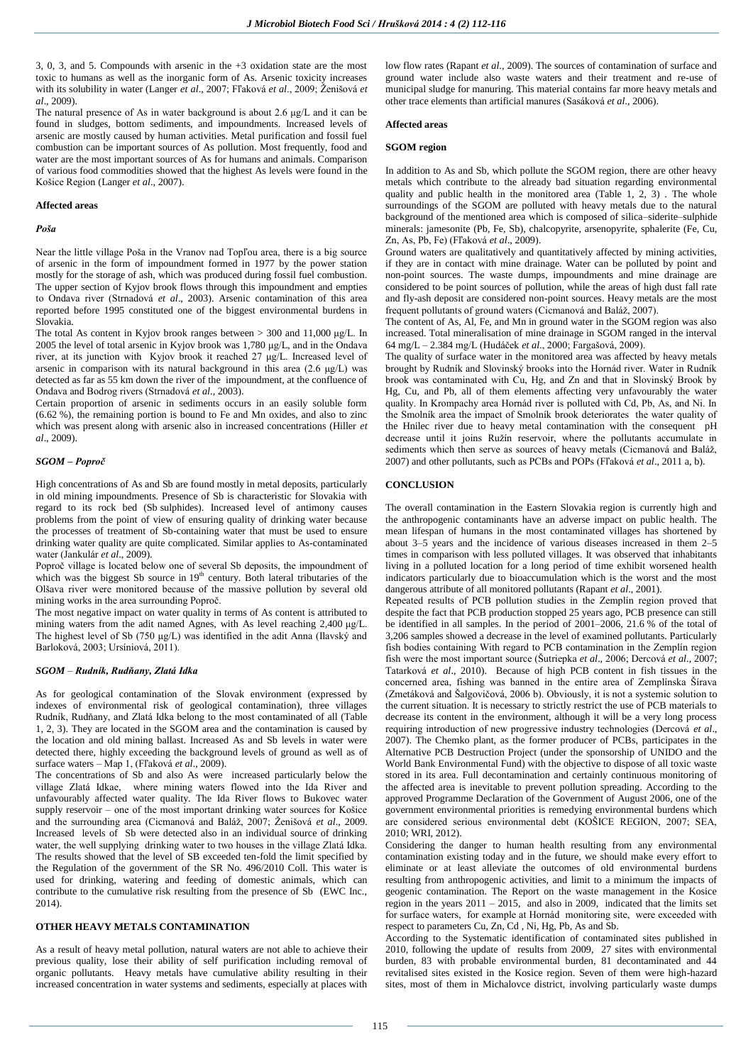3, 0, 3, and 5. Compounds with arsenic in the +3 oxidation state are the most toxic to humans as well as the inorganic form of As. Arsenic toxicity increases with its solubility in water (Langer *et al*., 2007; Fľaková *et al*., 2009; Ženišová *et al*., 2009).

The natural presence of As in water background is about 2.6 μg/L and it can be found in sludges, bottom sediments, and impoundments. Increased levels of arsenic are mostly caused by human activities. Metal purification and fossil fuel combustion can be important sources of As pollution. Most frequently, food and water are the most important sources of As for humans and animals. Comparison of various food commodities showed that the highest As levels were found in the Košice Region (Langer *et al*., 2007).

**Affected areas**

***Poša***

Near the little village Poša in the Vranov nad Topľou area, there is a big source of arsenic in the form of impoundment formed in 1977 by the power station mostly for the storage of ash, which was produced during fossil fuel combustion. The upper section of Kyjov brook flows through this impoundment and empties to Ondava river (Strnadová *et al*., 2003). Arsenic contamination of this area reported before 1995 constituted one of the biggest environmental burdens in Slovakia.

The total As content in Kyjov brook ranges between > 300 and 11,000 μg/L. In 2005 the level of total arsenic in Kyjov brook was 1,780 μg/L, and in the Ondava river, at its junction with Kyjov brook it reached 27 μg/L. Increased level of arsenic in comparison with its natural background in this area (2.6 μg/L) was detected as far as 55 km down the river of the impoundment, at the confluence of Ondava and Bodrog rivers (Strnadová *et al*., 2003).

Certain proportion of arsenic in sediments occurs in an easily soluble form (6.62 %), the remaining portion is bound to Fe and Mn oxides, and also to zinc which was present along with arsenic also in increased concentrations (Hiller *et al*., 2009).

***SGOM – Poproč***

High concentrations of As and Sb are found mostly in metal deposits, particularly in old mining impoundments. Presence of Sb is characteristic for Slovakia with regard to its rock bed (Sb sulphides). Increased level of antimony causes problems from the point of view of ensuring quality of drinking water because the processes of treatment of Sb-containing water that must be used to ensure drinking water quality are quite complicated. Similar applies to As-contaminated water (Jankulár *et al*., 2009).

Poproč village is located below one of several Sb deposits, the impoundment of which was the biggest Sb source in 19[th] century. Both lateral tributaries of the Olšava river were monitored because of the massive pollution by several old mining works in the area surrounding Poproč.

The most negative impact on water quality in terms of As content is attributed to mining waters from the adit named Agnes, with As level reaching 2,400 μg/L. The highest level of Sb (750 μg/L) was identified in the adit Anna (Ilavský and Barloková, 2003; Ursíniová, 2011).

***SGOM – Rudník, Rudňany, Zlatá Idka***

As for geological contamination of the Slovak environment (expressed by indexes of environmental risk of geological contamination), three villages Rudník, Rudňany, and Zlatá Idka belong to the most contaminated of all (Table 1, 2, 3). They are located in the SGOM area and the contamination is caused by the location and old mining ballast. Increased As and Sb levels in water were detected there, highly exceeding the background levels of ground as well as of surface waters – Map 1, (Fľaková *et al*., 2009).

The concentrations of Sb and also As were increased particularly below the village Zlatá Idkae, where mining waters flowed into the Ida River and unfavourably affected water quality. The Ida River flows to Bukovec water supply reservoir – one of the most important drinking water sources for Košice and the surrounding area (Cicmanová and Baláž, 2007; Ženišová *et al*., 2009. Increased levels of Sb were detected also in an individual source of drinking water, the well supplying drinking water to two houses in the village Zlatá Idka. The results showed that the level of SB exceeded ten-fold the limit specified by the Regulation of the government of the SR No. 496/2010 Coll. This water is used for drinking, watering and feeding of domestic animals, which can contribute to the cumulative risk resulting from the presence of Sb (EWC Inc., 2014).

## OTHER HEAVY METALS CONTAMINATION

As a result of heavy metal pollution, natural waters are not able to achieve their previous quality, lose their ability of self purification including removal of organic pollutants. Heavy metals have cumulative ability resulting in their increased concentration in water systems and sediments, especially at places with low flow rates (Rapant *et al*., 2009). The sources of contamination of surface and ground water include also waste waters and their treatment and re-use of municipal sludge for manuring. This material contains far more heavy metals and other trace elements than artificial manures (Sasáková *et al*., 2006).

**Affected areas**

**SGOM region**

In addition to As and Sb, which pollute the SGOM region, there are other heavy metals which contribute to the already bad situation regarding environmental quality and public health in the monitored area (Table 1, 2, 3) . The whole surroundings of the SGOM are polluted with heavy metals due to the natural background of the mentioned area which is composed of silica–siderite–sulphide minerals: jamesonite (Pb, Fe, Sb), chalcopyrite, arsenopyrite, sphalerite (Fe, Cu, Zn, As, Pb, Fe) (Fľaková *et al*., 2009).

Ground waters are qualitatively and quantitatively affected by mining activities, if they are in contact with mine drainage. Water can be polluted by point and non-point sources. The waste dumps, impoundments and mine drainage are considered to be point sources of pollution, while the areas of high dust fall rate and fly-ash deposit are considered non-point sources. Heavy metals are the most frequent pollutants of ground waters (Cicmanová and Baláž, 2007).

The content of As, Al, Fe, and Mn in ground water in the SGOM region was also increased. Total mineralisation of mine drainage in SGOM ranged in the interval 64 mg/L – 2.384 mg/L (Hudáček *et al*., 2000; Fargašová, 2009).

The quality of surface water in the monitored area was affected by heavy metals brought by Rudník and Slovinský brooks into the Hornád river. Water in Rudník brook was contaminated with Cu, Hg, and Zn and that in Slovinský Brook by Hg, Cu, and Pb, all of them elements affecting very unfavourably the water quality. In Krompachy area Hornád river is polluted with Cd, Pb, As, and Ni. In the Smolník area the impact of Smolník brook deteriorates the water quality of the Hnilec river due to heavy metal contamination with the consequent pH decrease until it joins Ružín reservoir, where the pollutants accumulate in sediments which then serve as sources of heavy metals (Cicmanová and Baláž, 2007) and other pollutants, such as PCBs and POPs (Fľaková *et al*., 2011 a, b).

## CONCLUSION

The overall contamination in the Eastern Slovakia region is currently high and the anthropogenic contaminants have an adverse impact on public health. The mean lifespan of humans in the most contaminated villages has shortened by about 3–5 years and the incidence of various diseases increased in them 2–5 times in comparison with less polluted villages. It was observed that inhabitants living in a polluted location for a long period of time exhibit worsened health indicators particularly due to bioaccumulation which is the worst and the most dangerous attribute of all monitored pollutants (Rapant *et al*., 2001).

Repeated results of PCB pollution studies in the Zemplín region proved that despite the fact that PCB production stopped 25 years ago, PCB presence can still be identified in all samples. In the period of 2001–2006, 21.6 % of the total of 3,206 samples showed a decrease in the level of examined pollutants. Particularly fish bodies containing With regard to PCB contamination in the Zemplín region fish were the most important source (Šutriepka *et al*., 2006; Dercová *et al*., 2007; Tatarková *et al*., 2010). Because of high PCB content in fish tissues in the concerned area, fishing was banned in the entire area of Zemplínska Šírava (Zmetáková and Šalgovičová, 2006 b). Obviously, it is not a systemic solution to the current situation. It is necessary to strictly restrict the use of PCB materials to decrease its content in the environment, although it will be a very long process requiring introduction of new progressive industry technologies (Dercová *et al*., 2007). The Chemko plant, as the former producer of PCBs, participates in the Alternative PCB Destruction Project (under the sponsorship of UNIDO and the World Bank Environmental Fund) with the objective to dispose of all toxic waste stored in its area. Full decontamination and certainly continuous monitoring of the affected area is inevitable to prevent pollution spreading. According to the approved Programme Declaration of the Government of August 2006, one of the government environmental priorities is remedying environmental burdens which are considered serious environmental debt (KOŠICE REGION, 2007; SEA, 2010; WRI, 2012).

Considering the danger to human health resulting from any environmental contamination existing today and in the future, we should make every effort to eliminate or at least alleviate the outcomes of old environmental burdens resulting from anthropogenic activities, and limit to a minimum the impacts of geogenic contamination. The Report on the waste management in the Kosice region in the years 2011 – 2015, and also in 2009, indicated that the limits set for surface waters, for example at Hornád monitoring site, were exceeded with respect to parameters Cu, Zn, Cd , Ni, Hg, Pb, As and Sb.

According to the Systematic identification of contaminated sites published in 2010, following the update of results from 2009, 27 sites with environmental burden, 83 with probable environmental burden, 81 decontaminated and 44 revitalised sites existed in the Kosice region. Seven of them were high-hazard sites, most of them in Michalovce district, involving particularly waste dumps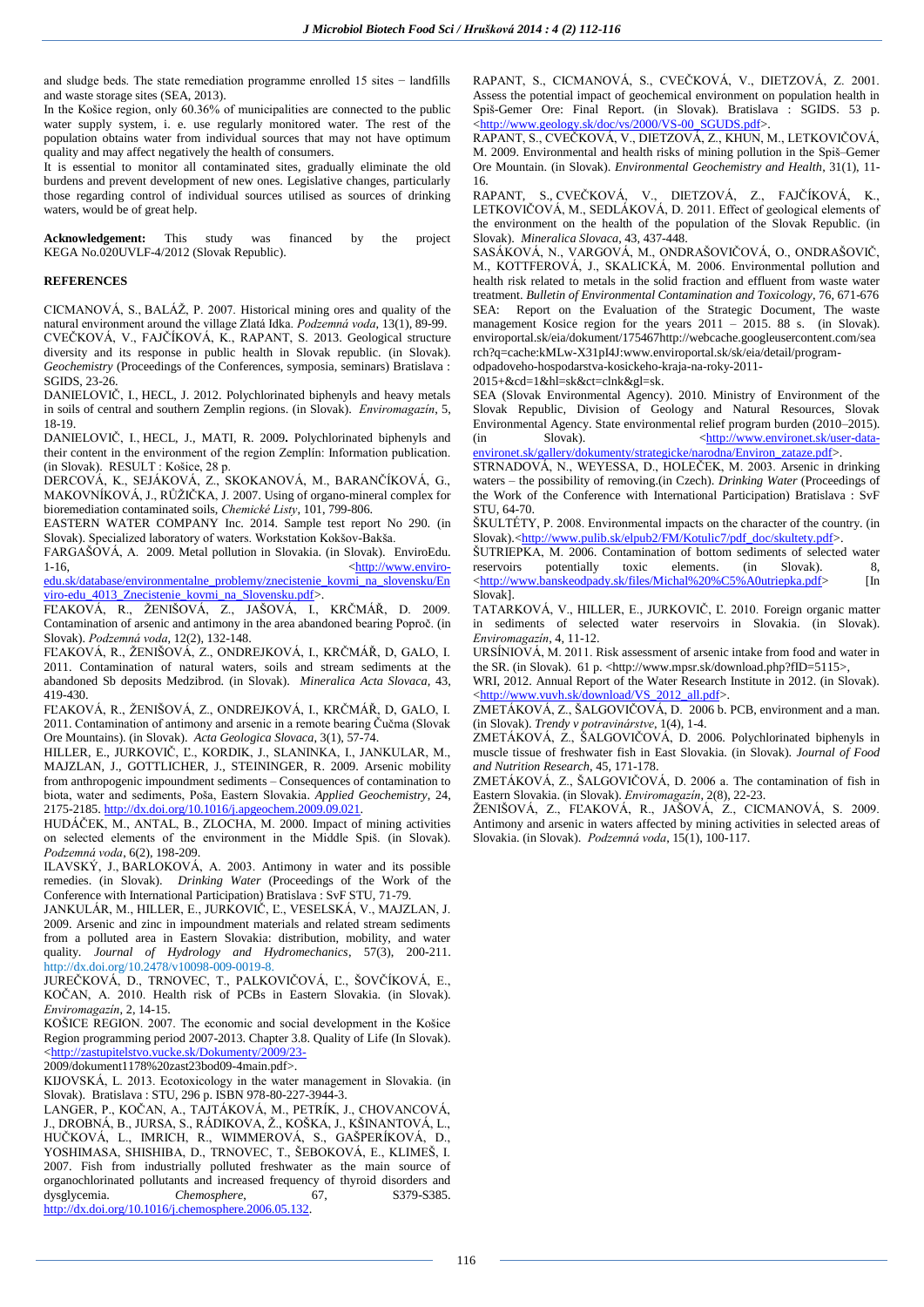and sludge beds. The state remediation programme enrolled 15 sites − landfills and waste storage sites (SEA, 2013).

In the Košice region, only 60.36% of municipalities are connected to the public water supply system, i. e. use regularly monitored water. The rest of the population obtains water from individual sources that may not have optimum quality and may affect negatively the health of consumers.

It is essential to monitor all contaminated sites, gradually eliminate the old burdens and prevent development of new ones. Legislative changes, particularly those regarding control of individual sources utilised as sources of drinking waters, would be of great help.

**Acknowledgement:** This study was financed by the project KEGA No.020UVLF-4/2012 (Slovak Republic).

## REFERENCES

CICMANOVÁ, S., BALÁŽ, P. 2007. Historical mining ores and quality of the natural environment around the village Zlatá Idka. *Podzemná voda*, 13(1), 89-99.

CVEČKOVÁ, V., FAJČÍKOVÁ, K., RAPANT, S. 2013. Geological structure diversity and its response in public health in Slovak republic. (in Slovak). *Geochemistry* (Proceedings of the Conferences, symposia, seminars) Bratislava : SGIDS, 23-26.

DANIELOVIČ, I., HECL, J. 2012. Polychlorinated biphenyls and heavy metals in soils of central and southern Zemplin regions. (in Slovak). *Enviromagazín*, 5, 18-19.

DANIELOVIČ, I., HECL, J., MATI, R. 2009**.** Polychlorinated biphenyls and their content in the environment of the region Zemplín: Information publication. (in Slovak). RESULT : Košice, 28 p.

DERCOVÁ, K., SEJÁKOVÁ, Z., SKOKANOVÁ, M., BARANČÍKOVÁ, G., MAKOVNÍKOVÁ, J., RŮŽIČKA, J. 2007. Using of organo-mineral complex for bioremediation contaminated soils, *Chemické Listy*, 101, 799-806.

EASTERN WATER COMPANY Inc. 2014. Sample test report No 290. (in Slovak). Specialized laboratory of waters. Workstation Kokšov-Bakša.

FARGAŠOVÁ, A. 2009. Metal pollution in Slovakia. (in Slovak). EnviroEdu. 1-16, <http://www.enviro-edu.sk/database/environmentalne_problemy/znecistenie_kovmi_na_slovensku/Enviro-edu_4013_Znecistenie_kovmi_na_Slovensku.pdf>.

FĽAKOVÁ, R., ŽENIŠOVÁ, Z., JAŠOVÁ, I., KRČMÁŘ, D. 2009. Contamination of arsenic and antimony in the area abandoned bearing Poproč. (in Slovak). *Podzemná voda*, 12(2), 132-148.

FĽAKOVÁ, R., ŽENIŠOVÁ, Z., ONDREJKOVÁ, I., KRČMÁŘ, D, GALO, I. 2011. Contamination of natural waters, soils and stream sediments at the abandoned Sb deposits Medzibrod. (in Slovak). *Mineralica Acta Slovaca*, 43, 419-430.

FĽAKOVÁ, R., ŽENIŠOVÁ, Z., ONDREJKOVÁ, I., KRČMÁŘ, D, GALO, I. 2011. Contamination of antimony and arsenic in a remote bearing Čučma (Slovak Ore Mountains). (in Slovak). *Acta Geologica Slovaca*, 3(1), 57-74.

HILLER, E., JURKOVIČ, Ľ., KORDIK, J., SLANINKA, I., JANKULAR, M., MAJZLAN, J., GOTTLICHER, J., STEININGER, R. 2009. Arsenic mobility from anthropogenic impoundment sediments – Consequences of contamination to biota, water and sediments, Poša, Eastern Slovakia. *Applied Geochemistry*, 24, 2175-2185. http://dx.doi.org/10.1016/j.apgeochem.2009.09.021.

HUDÁČEK, M., ANTAL, B., ZLOCHA, M. 2000. Impact of mining activities on selected elements of the environment in the Middle Spiš. (in Slovak). *Podzemná voda*, 6(2), 198-209.

ILAVSKÝ, J., BARLOKOVÁ, A. 2003. Antimony in water and its possible remedies. (in Slovak). *Drinking Water* (Proceedings of the Work of the Conference with International Participation) Bratislava : SvF STU, 71-79.

JANKULÁR, M., HILLER, E., JURKOVIČ, Ľ., VESELSKÁ, V., MAJZLAN, J. 2009. Arsenic and zinc in impoundment materials and related stream sediments from a polluted area in Eastern Slovakia: distribution, mobility, and water quality. *Journal of Hydrology and Hydromechanics*, 57(3), 200-211. http://dx.doi.org/10.2478/v10098-009-0019-8.

JUREČKOVÁ, D., TRNOVEC, T., PALKOVIČOVÁ, Ľ., ŠOVČÍKOVÁ, E., KOČAN, A. 2010. Health risk of PCBs in Eastern Slovakia. (in Slovak). *Enviromagazín*, 2, 14-15.

KOŠICE REGION. 2007. The economic and social development in the Košice Region programming period 2007-2013. Chapter 3.8. Quality of Life (In Slovak). <http://zastupitelstvo.vucke.sk/Dokumenty/2009/23-2009/dokument1178%20zast23bod09-4main.pdf>.

KIJOVSKÁ, L. 2013. Ecotoxicology in the water management in Slovakia. (in Slovak). Bratislava : STU, 296 p. ISBN 978-80-227-3944-3.

LANGER, P., KOČAN, A., TAJTÁKOVÁ, M., PETRÍK, J., CHOVANCOVÁ, J., DROBNÁ, B., JURSA, S., RÁDIKOVA, Ž., KOŠKA, J., KŠINANTOVÁ, L., HUČKOVÁ, L., IMRICH, R., WIMMEROVÁ, S., GAŠPERÍKOVÁ, D., YOSHIMASA, SHISHIBA, D., TRNOVEC, T., ŠEBOKOVÁ, E., KLIMEŠ, I. 2007. Fish from industrially polluted freshwater as the main source of organochlorinated pollutants and increased frequency of thyroid disorders and dysglycemia. *Chemosphere*, 67, S379-S385. http://dx.doi.org/10.1016/j.chemosphere.2006.05.132.

RAPANT, S., CICMANOVÁ, S., CVEČKOVÁ, V., DIETZOVÁ, Z. 2001. Assess the potential impact of geochemical environment on population health in Spiš-Gemer Ore: Final Report. (in Slovak). Bratislava : SGIDS. 53 p. <http://www.geology.sk/doc/vs/2000/VS-00_SGUDS.pdf>.

RAPANT, S., CVEČKOVÁ, V., DIETZOVÁ, Z., KHUN, M., LETKOVIČOVÁ, M. 2009. Environmental and health risks of mining pollution in the Spiš–Gemer Ore Mountain. (in Slovak). *Environmental Geochemistry and Health*, 31(1), 11-16.

RAPANT, S., CVEČKOVÁ, V., DIETZOVÁ, Z., FAJČÍKOVÁ, K., LETKOVIČOVÁ, M., SEDLÁKOVÁ, D. 2011. Effect of geological elements of the environment on the health of the population of the Slovak Republic. (in Slovak). *Mineralica Slovaca*, 43, 437-448.

SASÁKOVÁ, N., VARGOVÁ, M., ONDRAŠOVIČOVÁ, O., ONDRAŠOVIČ, M., KOTTFEROVÁ, J., SKALICKÁ, M. 2006. Environmental pollution and health risk related to metals in the solid fraction and effluent from waste water treatment. *Bulletin of Environmental Contamination and Toxicology*, 76, 671-676

SEA: Report on the Evaluation of the Strategic Document, The waste management Kosice region for the years 2011 – 2015. 88 s. (in Slovak). enviroportal.sk/eia/dokument/175467http://webcache.googleusercontent.com/search?q=cache:kMLw-X31pI4J:www.enviroportal.sk/sk/eia/detail/program-odpadoveho-hospodarstva-kosickeho-kraja-na-roky-2011-2015+&cd=1&hl=sk&ct=clnk&gl=sk.

SEA (Slovak Environmental Agency). 2010. Ministry of Environment of the Slovak Republic, Division of Geology and Natural Resources, Slovak Environmental Agency. State environmental relief program burden (2010–2015). (in Slovak). <http://www.environet.sk/user-data-environet.sk/gallery/dokumenty/strategicke/narodna/Environ_zataze.pdf>.

STRNADOVÁ, N., WEYESSA, D., HOLEČEK, M. 2003. Arsenic in drinking waters – the possibility of removing.(in Czech). *Drinking Water* (Proceedings of the Work of the Conference with International Participation) Bratislava : SvF STU, 64-70.

ŠKULTÉTY, P. 2008. Environmental impacts on the character of the country. (in Slovak).<http://www.pulib.sk/elpub2/FM/Kotulic7/pdf_doc/skultety.pdf>.

ŠUTRIEPKA, M. 2006. Contamination of bottom sediments of selected water reservoirs potentially toxic elements. (in Slovak). 8, <http://www.banskeodpady.sk/files/Michal%20%C5%A0utriepka.pdf> [In Slovak].

TATARKOVÁ, V., HILLER, E., JURKOVIČ, Ľ. 2010. Foreign organic matter in sediments of selected water reservoirs in Slovakia. (in Slovak). *Enviromagazín*, 4, 11-12.

URSÍNIOVÁ, M. 2011. Risk assessment of arsenic intake from food and water in the SR. (in Slovak). 61 p. <http://www.mpsr.sk/download.php?fID=5115>,

WRI, 2012. Annual Report of the Water Research Institute in 2012. (in Slovak). <http://www.vuvh.sk/download/VS_2012_all.pdf>.

ZMETÁKOVÁ, Z., ŠALGOVIČOVÁ, D. 2006 b. PCB, environment and a man. (in Slovak). *Trendy v potravinárstve*, 1(4), 1-4.

ZMETÁKOVÁ, Z., ŠALGOVIČOVÁ, D. 2006. Polychlorinated biphenyls in muscle tissue of freshwater fish in East Slovakia. (in Slovak). *Journal of Food and Nutrition Research*, 45, 171-178.

ZMETÁKOVÁ, Z., ŠALGOVIČOVÁ, D. 2006 a. The contamination of fish in Eastern Slovakia. (in Slovak). *Enviromagazín*, 2(8), 22-23.

ŽENIŠOVÁ, Z., FĽAKOVÁ, R., JAŠOVÁ, Z., CICMANOVÁ, S. 2009. Antimony and arsenic in waters affected by mining activities in selected areas of Slovakia. (in Slovak). *Podzemná voda*, 15(1), 100-117.